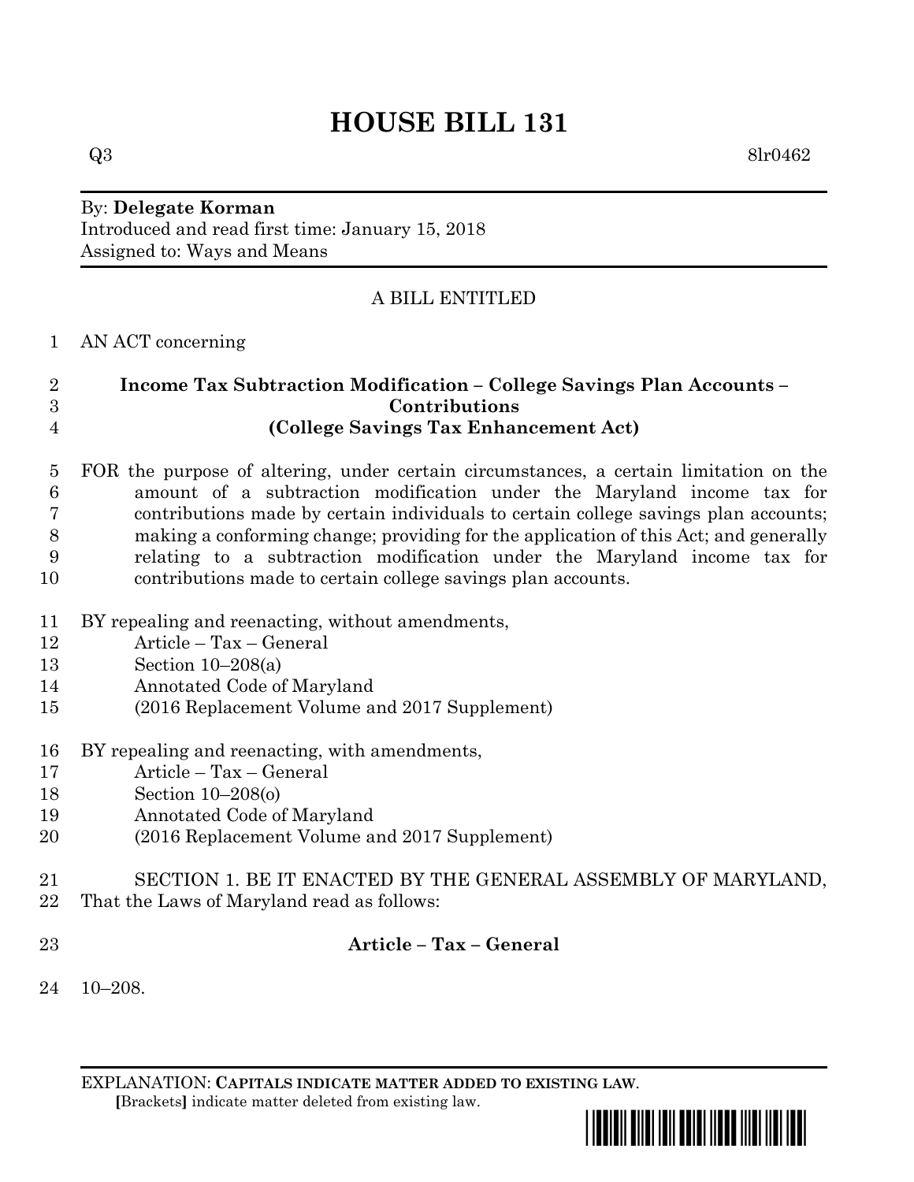# HOUSE BILL 131

Q3 8lr0462

By: **Delegate Korman**
Introduced and read first time: January 15, 2018
Assigned to: Ways and Means

A BILL ENTITLED

AN ACT concerning

**Income Tax Subtraction Modification – College Savings Plan Accounts – Contributions**
**(College Savings Tax Enhancement Act)**

FOR the purpose of altering, under certain circumstances, a certain limitation on the amount of a subtraction modification under the Maryland income tax for contributions made by certain individuals to certain college savings plan accounts; making a conforming change; providing for the application of this Act; and generally relating to a subtraction modification under the Maryland income tax for contributions made to certain college savings plan accounts.

BY repealing and reenacting, without amendments,
Article – Tax – General
Section 10–208(a)
Annotated Code of Maryland
(2016 Replacement Volume and 2017 Supplement)

BY repealing and reenacting, with amendments,
Article – Tax – General
Section 10–208(o)
Annotated Code of Maryland
(2016 Replacement Volume and 2017 Supplement)

SECTION 1. BE IT ENACTED BY THE GENERAL ASSEMBLY OF MARYLAND, That the Laws of Maryland read as follows:

**Article – Tax – General**

10–208.

EXPLANATION: **CAPITALS INDICATE MATTER ADDED TO EXISTING LAW**.
**[**Brackets**]** indicate matter deleted from existing law.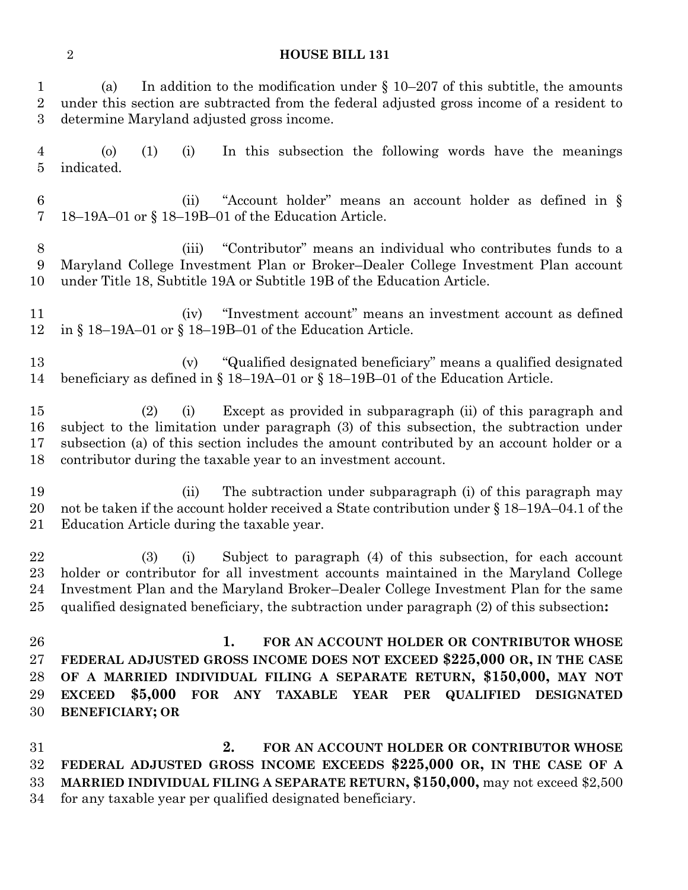(a) In addition to the modification under § 10–207 of this subtitle, the amounts under this section are subtracted from the federal adjusted gross income of a resident to determine Maryland adjusted gross income.

(o) (1) (i) In this subsection the following words have the meanings indicated.

(ii) "Account holder" means an account holder as defined in § 18–19A–01 or § 18–19B–01 of the Education Article.

(iii) "Contributor" means an individual who contributes funds to a Maryland College Investment Plan or Broker–Dealer College Investment Plan account under Title 18, Subtitle 19A or Subtitle 19B of the Education Article.

(iv) "Investment account" means an investment account as defined in § 18–19A–01 or § 18–19B–01 of the Education Article.

(v) "Qualified designated beneficiary" means a qualified designated beneficiary as defined in § 18–19A–01 or § 18–19B–01 of the Education Article.

(2) (i) Except as provided in subparagraph (ii) of this paragraph and subject to the limitation under paragraph (3) of this subsection, the subtraction under subsection (a) of this section includes the amount contributed by an account holder or a contributor during the taxable year to an investment account.

(ii) The subtraction under subparagraph (i) of this paragraph may not be taken if the account holder received a State contribution under § 18–19A–04.1 of the Education Article during the taxable year.

(3) (i) Subject to paragraph (4) of this subsection, for each account holder or contributor for all investment accounts maintained in the Maryland College Investment Plan and the Maryland Broker–Dealer College Investment Plan for the same qualified designated beneficiary, the subtraction under paragraph (2) of this subsection**:**

**1. FOR AN ACCOUNT HOLDER OR CONTRIBUTOR WHOSE FEDERAL ADJUSTED GROSS INCOME DOES NOT EXCEED $225,000 OR, IN THE CASE OF A MARRIED INDIVIDUAL FILING A SEPARATE RETURN, $150,000, MAY NOT EXCEED $5,000 FOR ANY TAXABLE YEAR PER QUALIFIED DESIGNATED BENEFICIARY; OR**

**2. FOR AN ACCOUNT HOLDER OR CONTRIBUTOR WHOSE FEDERAL ADJUSTED GROSS INCOME EXCEEDS $225,000 OR, IN THE CASE OF A MARRIED INDIVIDUAL FILING A SEPARATE RETURN, $150,000,** may not exceed $2,500 for any taxable year per qualified designated beneficiary.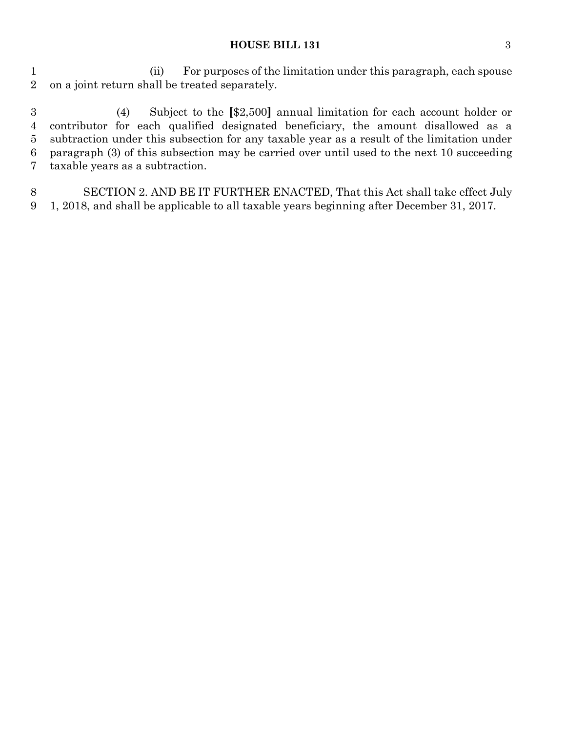(ii) For purposes of the limitation under this paragraph, each spouse on a joint return shall be treated separately.

(4) Subject to the **[**$2,500**]** annual limitation for each account holder or contributor for each qualified designated beneficiary, the amount disallowed as a subtraction under this subsection for any taxable year as a result of the limitation under paragraph (3) of this subsection may be carried over until used to the next 10 succeeding taxable years as a subtraction.

SECTION 2. AND BE IT FURTHER ENACTED, That this Act shall take effect July 1, 2018, and shall be applicable to all taxable years beginning after December 31, 2017.